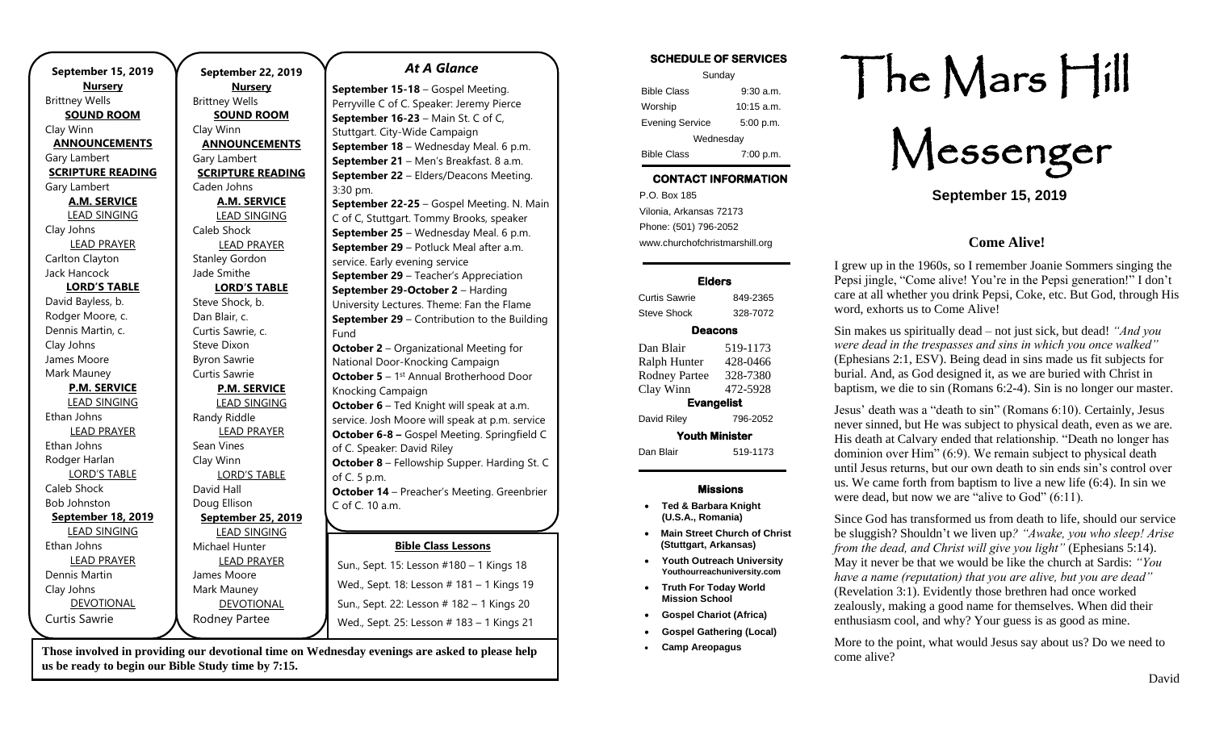**September 15, 2019**

**Nursery**
Brittney Wells

**SOUND ROOM**
Clay Winn

**ANNOUNCEMENTS**
Gary Lambert

**SCRIPTURE READING**
Gary Lambert

**A.M. SERVICE**

LEAD SINGING
Clay Johns

LEAD PRAYER
Carlton Clayton
Jack Hancock

**LORD'S TABLE**
David Bayless, b.
Rodger Moore, c.
Dennis Martin, c.
Clay Johns
James Moore
Mark Mauney

**P.M. SERVICE**

LEAD SINGING
Ethan Johns

LEAD PRAYER
Ethan Johns
Rodger Harlan

LORD'S TABLE
Caleb Shock
Bob Johnston

**September 18, 2019**

LEAD SINGING
Ethan Johns

LEAD PRAYER
Dennis Martin
Clay Johns

DEVOTIONAL
Curtis Sawrie

**September 22, 2019**

**Nursery**
Brittney Wells

**SOUND ROOM**
Clay Winn

**ANNOUNCEMENTS**
Gary Lambert

**SCRIPTURE READING**
Caden Johns

**A.M. SERVICE**

LEAD SINGING
Caleb Shock

LEAD PRAYER
Stanley Gordon
Jade Smithe

**LORD'S TABLE**
Steve Shock, b.
Dan Blair, c.
Curtis Sawrie, c.
Steve Dixon
Byron Sawrie
Curtis Sawrie

**P.M. SERVICE**

LEAD SINGING
Randy Riddle

LEAD PRAYER
Sean Vines
Clay Winn

LORD'S TABLE
David Hall
Doug Ellison

**September 25, 2019**

LEAD SINGING
Michael Hunter

LEAD PRAYER
James Moore
Mark Mauney

DEVOTIONAL
Rodney Partee

## *At A Glance*

**September 15-18** – Gospel Meeting. Perryville C of C. Speaker: Jeremy Pierce
**September 16-23** – Main St. C of C, Stuttgart. City-Wide Campaign
**September 18** – Wednesday Meal. 6 p.m.
**September 21** – Men's Breakfast. 8 a.m.
**September 22** – Elders/Deacons Meeting. 3:30 pm.
**September 22-25** – Gospel Meeting. N. Main C of C, Stuttgart. Tommy Brooks, speaker
**September 25** – Wednesday Meal. 6 p.m.
**September 29** – Potluck Meal after a.m. service. Early evening service
**September 29** – Teacher's Appreciation
**September 29-October 2** – Harding University Lectures. Theme: Fan the Flame
**September 29** – Contribution to the Building Fund
**October 2** – Organizational Meeting for National Door-Knocking Campaign
**October 5** – 1st Annual Brotherhood Door Knocking Campaign
**October 6** – Ted Knight will speak at a.m. service. Josh Moore will speak at p.m. service
**October 6-8 –** Gospel Meeting. Springfield C of C. Speaker: David Riley
**October 8** – Fellowship Supper. Harding St. C of C. 5 p.m.
**October 14** – Preacher's Meeting. Greenbrier C of C. 10 a.m.

**Bible Class Lessons**

Sun., Sept. 15: Lesson #180 – 1 Kings 18
Wed., Sept. 18: Lesson # 181 – 1 Kings 19
Sun., Sept. 22: Lesson # 182 – 1 Kings 20
Wed., Sept. 25: Lesson # 183 – 1 Kings 21

**Those involved in providing our devotional time on Wednesday evenings are asked to please help us be ready to begin our Bible Study time by 7:15.**

**SCHEDULE OF SERVICES**

| Sunday | |
|---|---|
| Bible Class | 9:30 a.m. |
| Worship | 10:15 a.m. |
| Evening Service | 5:00 p.m. |
| Wednesday | |
| Bible Class | 7:00 p.m. |

**CONTACT INFORMATION**

P.O. Box 185
Vilonia, Arkansas 72173
Phone: (501) 796-2052
www.churchofchristmarshill.org

**Elders**

| | |
|---|---|
| Curtis Sawrie | 849-2365 |
| Steve Shock | 328-7072 |

**Deacons**

| | |
|---|---|
| Dan Blair | 519-1173 |
| Ralph Hunter | 428-0466 |
| Rodney Partee | 328-7380 |
| Clay Winn | 472-5928 |

**Evangelist**

| | |
|---|---|
| David Riley | 796-2052 |

**Youth Minister**

| | |
|---|---|
| Dan Blair | 519-1173 |

**Missions**

- **Ted & Barbara Knight (U.S.A., Romania)**
- **Main Street Church of Christ (Stuttgart, Arkansas)**
- **Youth Outreach University Youthourreachuniversity.com**
- **Truth For Today World Mission School**
- **Gospel Chariot (Africa)**
- **Gospel Gathering (Local)**
- **Camp Areopagus**

# The Mars Hill Messenger

**September 15, 2019**

## Come Alive!

I grew up in the 1960s, so I remember Joanie Sommers singing the Pepsi jingle, "Come alive! You're in the Pepsi generation!" I don't care at all whether you drink Pepsi, Coke, etc. But God, through His word, exhorts us to Come Alive!

Sin makes us spiritually dead – not just sick, but dead! *"And you were dead in the trespasses and sins in which you once walked"* (Ephesians 2:1, ESV). Being dead in sins made us fit subjects for burial. And, as God designed it, as we are buried with Christ in baptism, we die to sin (Romans 6:2-4). Sin is no longer our master.

Jesus' death was a "death to sin" (Romans 6:10). Certainly, Jesus never sinned, but He was subject to physical death, even as we are. His death at Calvary ended that relationship. "Death no longer has dominion over Him" (6:9). We remain subject to physical death until Jesus returns, but our own death to sin ends sin's control over us. We came forth from baptism to live a new life (6:4). In sin we were dead, but now we are "alive to God" (6:11).

Since God has transformed us from death to life, should our service be sluggish? Shouldn't we liven up*? "Awake, you who sleep! Arise from the dead, and Christ will give you light"* (Ephesians 5:14). May it never be that we would be like the church at Sardis: *"You have a name (reputation) that you are alive, but you are dead"* (Revelation 3:1). Evidently those brethren had once worked zealously, making a good name for themselves. When did their enthusiasm cool, and why? Your guess is as good as mine.

More to the point, what would Jesus say about us? Do we need to come alive?

David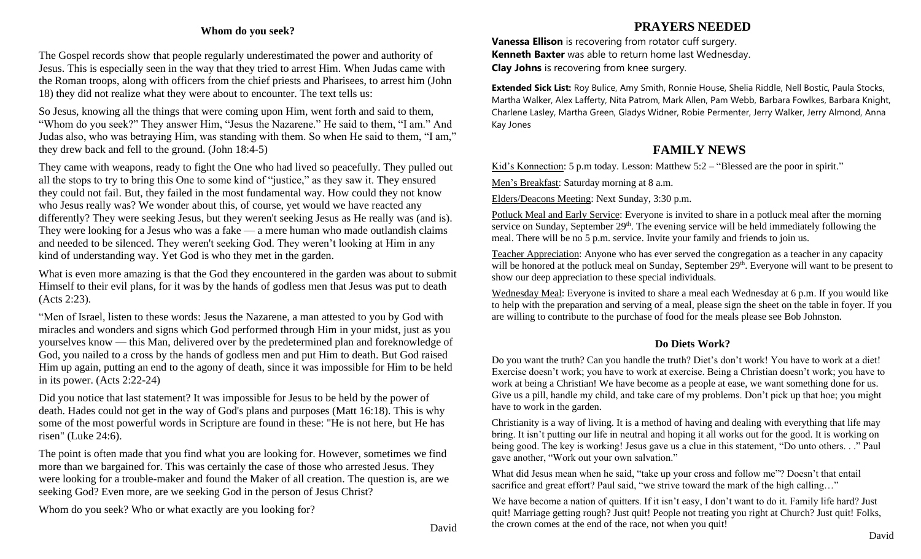### Whom do you seek?

The Gospel records show that people regularly underestimated the power and authority of Jesus. This is especially seen in the way that they tried to arrest Him. When Judas came with the Roman troops, along with officers from the chief priests and Pharisees, to arrest him (John 18) they did not realize what they were about to encounter. The text tells us:

So Jesus, knowing all the things that were coming upon Him, went forth and said to them, "Whom do you seek?" They answer Him, "Jesus the Nazarene." He said to them, "I am." And Judas also, who was betraying Him, was standing with them. So when He said to them, "I am," they drew back and fell to the ground. (John 18:4-5)

They came with weapons, ready to fight the One who had lived so peacefully. They pulled out all the stops to try to bring this One to some kind of "justice," as they saw it. They ensured they could not fail. But, they failed in the most fundamental way. How could they not know who Jesus really was? We wonder about this, of course, yet would we have reacted any differently? They were seeking Jesus, but they weren't seeking Jesus as He really was (and is). They were looking for a Jesus who was a fake — a mere human who made outlandish claims and needed to be silenced. They weren't seeking God. They weren't looking at Him in any kind of understanding way. Yet God is who they met in the garden.

What is even more amazing is that the God they encountered in the garden was about to submit Himself to their evil plans, for it was by the hands of godless men that Jesus was put to death (Acts 2:23).

"Men of Israel, listen to these words: Jesus the Nazarene, a man attested to you by God with miracles and wonders and signs which God performed through Him in your midst, just as you yourselves know — this Man, delivered over by the predetermined plan and foreknowledge of God, you nailed to a cross by the hands of godless men and put Him to death. But God raised Him up again, putting an end to the agony of death, since it was impossible for Him to be held in its power. (Acts 2:22-24)

Did you notice that last statement? It was impossible for Jesus to be held by the power of death. Hades could not get in the way of God's plans and purposes (Matt 16:18). This is why some of the most powerful words in Scripture are found in these: "He is not here, but He has risen" (Luke 24:6).

The point is often made that you find what you are looking for. However, sometimes we find more than we bargained for. This was certainly the case of those who arrested Jesus. They were looking for a trouble-maker and found the Maker of all creation. The question is, are we seeking God? Even more, are we seeking God in the person of Jesus Christ?

Whom do you seek? Who or what exactly are you looking for?

David

## PRAYERS NEEDED

**Vanessa Ellison** is recovering from rotator cuff surgery.
**Kenneth Baxter** was able to return home last Wednesday.
**Clay Johns** is recovering from knee surgery.

**Extended Sick List:** Roy Bulice, Amy Smith, Ronnie House, Shelia Riddle, Nell Bostic, Paula Stocks, Martha Walker, Alex Lafferty, Nita Patrom, Mark Allen, Pam Webb, Barbara Fowlkes, Barbara Knight, Charlene Lasley, Martha Green, Gladys Widner, Robie Permenter, Jerry Walker, Jerry Almond, Anna Kay Jones

## FAMILY NEWS

Kid's Konnection: 5 p.m today. Lesson: Matthew 5:2 – "Blessed are the poor in spirit."

Men's Breakfast: Saturday morning at 8 a.m.

Elders/Deacons Meeting: Next Sunday, 3:30 p.m.

Potluck Meal and Early Service: Everyone is invited to share in a potluck meal after the morning service on Sunday, September 29th. The evening service will be held immediately following the meal. There will be no 5 p.m. service. Invite your family and friends to join us.

Teacher Appreciation: Anyone who has ever served the congregation as a teacher in any capacity will be honored at the potluck meal on Sunday, September 29th. Everyone will want to be present to show our deep appreciation to these special individuals.

Wednesday Meal: Everyone is invited to share a meal each Wednesday at 6 p.m. If you would like to help with the preparation and serving of a meal, please sign the sheet on the table in foyer. If you are willing to contribute to the purchase of food for the meals please see Bob Johnston.

### Do Diets Work?

Do you want the truth? Can you handle the truth? Diet's don't work! You have to work at a diet! Exercise doesn't work; you have to work at exercise. Being a Christian doesn't work; you have to work at being a Christian! We have become as a people at ease, we want something done for us. Give us a pill, handle my child, and take care of my problems. Don't pick up that hoe; you might have to work in the garden.

Christianity is a way of living. It is a method of having and dealing with everything that life may bring. It isn't putting our life in neutral and hoping it all works out for the good. It is working on being good. The key is working! Jesus gave us a clue in this statement, "Do unto others. . ." Paul gave another, "Work out your own salvation."

What did Jesus mean when he said, "take up your cross and follow me"? Doesn't that entail sacrifice and great effort? Paul said, "we strive toward the mark of the high calling…"

We have become a nation of quitters. If it isn't easy, I don't want to do it. Family life hard? Just quit! Marriage getting rough? Just quit! People not treating you right at Church? Just quit! Folks, the crown comes at the end of the race, not when you quit!

David